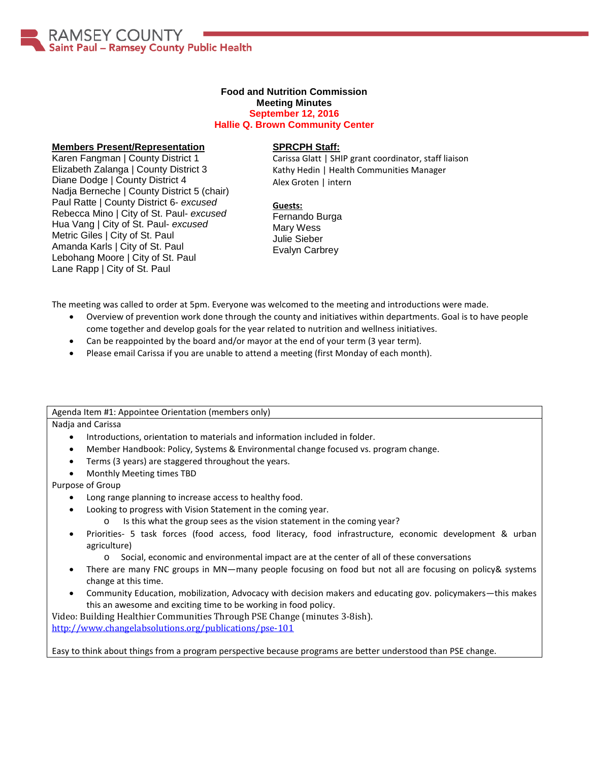RAMSEY COUNTY
Saint Paul – Ramsey County Public Health

# Food and Nutrition Commission
## Meeting Minutes
**September 12, 2016**
**Hallie Q. Brown Community Center**

**Members Present/Representation**

Karen Fangman | County District 1
Elizabeth Zalanga | County District 3
Diane Dodge | County District 4
Nadja Berneche | County District 5 (chair)
Paul Ratte | County District 6- *excused*
Rebecca Mino | City of St. Paul- *excused*
Hua Vang | City of St. Paul- *excused*
Metric Giles | City of St. Paul
Amanda Karls | City of St. Paul
Lebohang Moore | City of St. Paul
Lane Rapp | City of St. Paul

**SPRCPH Staff:**

Carissa Glatt | SHIP grant coordinator, staff liaison
Kathy Hedin | Health Communities Manager
Alex Groten | intern

**Guests:**

Fernando Burga
Mary Wess
Julie Sieber
Evalyn Carbrey

The meeting was called to order at 5pm. Everyone was welcomed to the meeting and introductions were made.

- Overview of prevention work done through the county and initiatives within departments. Goal is to have people come together and develop goals for the year related to nutrition and wellness initiatives.
- Can be reappointed by the board and/or mayor at the end of your term (3 year term).
- Please email Carissa if you are unable to attend a meeting (first Monday of each month).

Agenda Item #1: Appointee Orientation (members only)

Nadja and Carissa

- Introductions, orientation to materials and information included in folder.
- Member Handbook: Policy, Systems & Environmental change focused vs. program change.
- Terms (3 years) are staggered throughout the years.
- Monthly Meeting times TBD

Purpose of Group

- Long range planning to increase access to healthy food.
- Looking to progress with Vision Statement in the coming year.
  - Is this what the group sees as the vision statement in the coming year?
- Priorities- 5 task forces (food access, food literacy, food infrastructure, economic development & urban agriculture)
  - Social, economic and environmental impact are at the center of all of these conversations
- There are many FNC groups in MN—many people focusing on food but not all are focusing on policy& systems change at this time.
- Community Education, mobilization, Advocacy with decision makers and educating gov. policymakers—this makes this an awesome and exciting time to be working in food policy.

Video: Building Healthier Communities Through PSE Change (minutes 3-8ish).
http://www.changelabsolutions.org/publications/pse-101

Easy to think about things from a program perspective because programs are better understood than PSE change.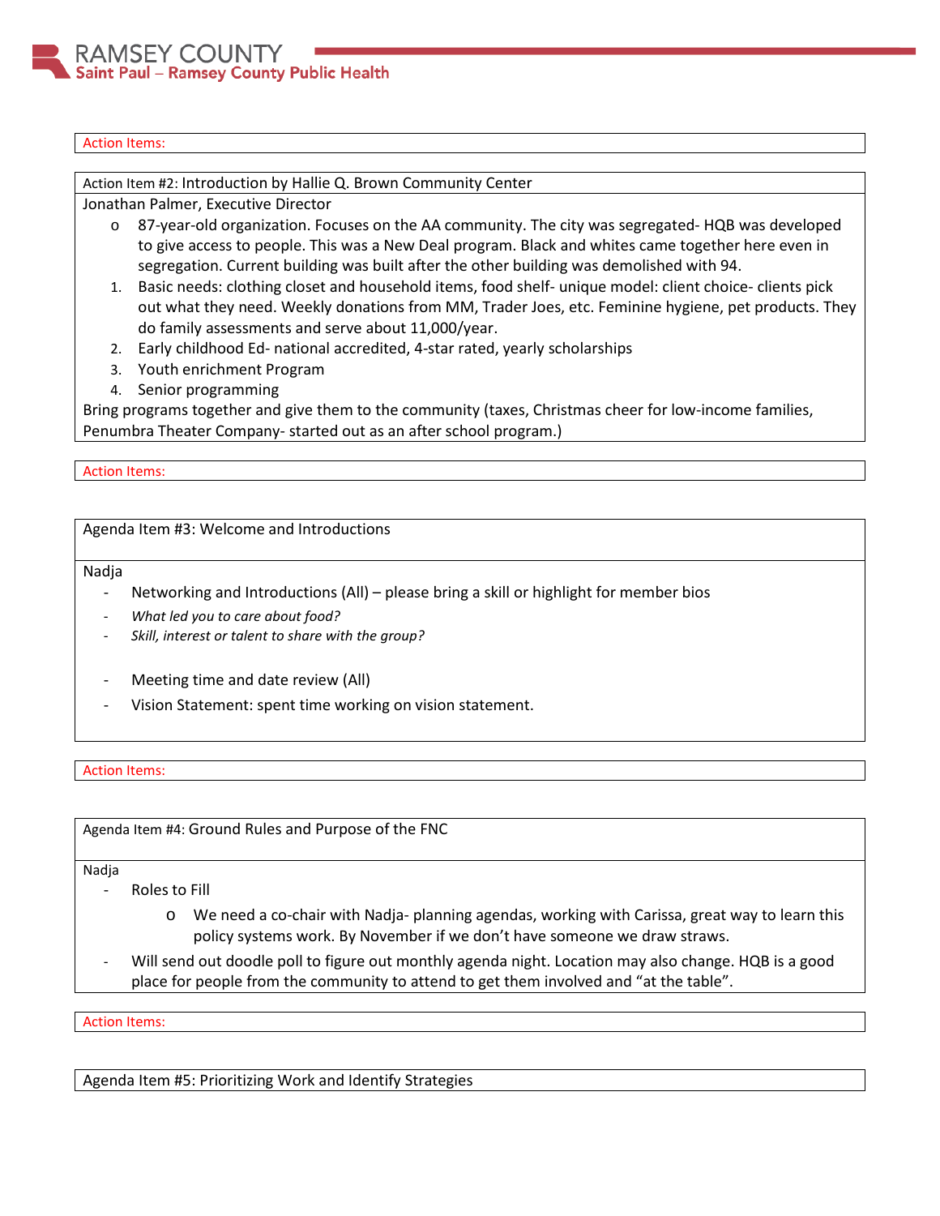Action Items:

Action Item #2: Introduction by Hallie Q. Brown Community Center

Jonathan Palmer, Executive Director

- 87-year-old organization. Focuses on the AA community. The city was segregated- HQB was developed to give access to people. This was a New Deal program. Black and whites came together here even in segregation. Current building was built after the other building was demolished with 94.

1. Basic needs: clothing closet and household items, food shelf- unique model: client choice- clients pick out what they need. Weekly donations from MM, Trader Joes, etc. Feminine hygiene, pet products. They do family assessments and serve about 11,000/year.
2. Early childhood Ed- national accredited, 4-star rated, yearly scholarships
3. Youth enrichment Program
4. Senior programming

Bring programs together and give them to the community (taxes, Christmas cheer for low-income families, Penumbra Theater Company- started out as an after school program.)

Action Items:

Agenda Item #3: Welcome and Introductions

Nadja

- Networking and Introductions (All) – please bring a skill or highlight for member bios
- *What led you to care about food?*
- *Skill, interest or talent to share with the group?*

- Meeting time and date review (All)
- Vision Statement: spent time working on vision statement.

Action Items:

Agenda Item #4: Ground Rules and Purpose of the FNC

Nadja

- Roles to Fill
  - We need a co-chair with Nadja- planning agendas, working with Carissa, great way to learn this policy systems work. By November if we don't have someone we draw straws.
- Will send out doodle poll to figure out monthly agenda night. Location may also change. HQB is a good place for people from the community to attend to get them involved and "at the table".

Action Items:

Agenda Item #5: Prioritizing Work and Identify Strategies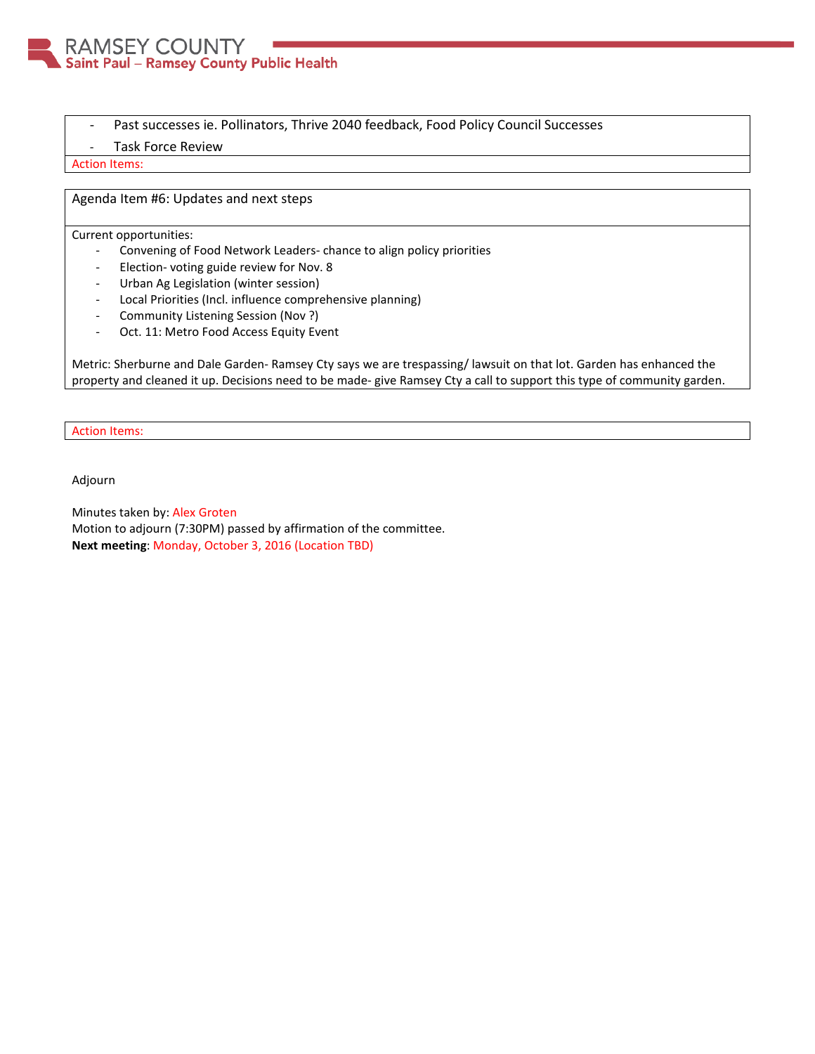- Past successes ie. Pollinators, Thrive 2040 feedback, Food Policy Council Successes
- Task Force Review

Action Items:

Agenda Item #6: Updates and next steps

Current opportunities:

- Convening of Food Network Leaders- chance to align policy priorities
- Election- voting guide review for Nov. 8
- Urban Ag Legislation (winter session)
- Local Priorities (Incl. influence comprehensive planning)
- Community Listening Session (Nov ?)
- Oct. 11: Metro Food Access Equity Event

Metric: Sherburne and Dale Garden- Ramsey Cty says we are trespassing/ lawsuit on that lot. Garden has enhanced the property and cleaned it up. Decisions need to be made- give Ramsey Cty a call to support this type of community garden.

Action Items:

Adjourn

Minutes taken by: Alex Groten
Motion to adjourn (7:30PM) passed by affirmation of the committee.
**Next meeting**: Monday, October 3, 2016 (Location TBD)